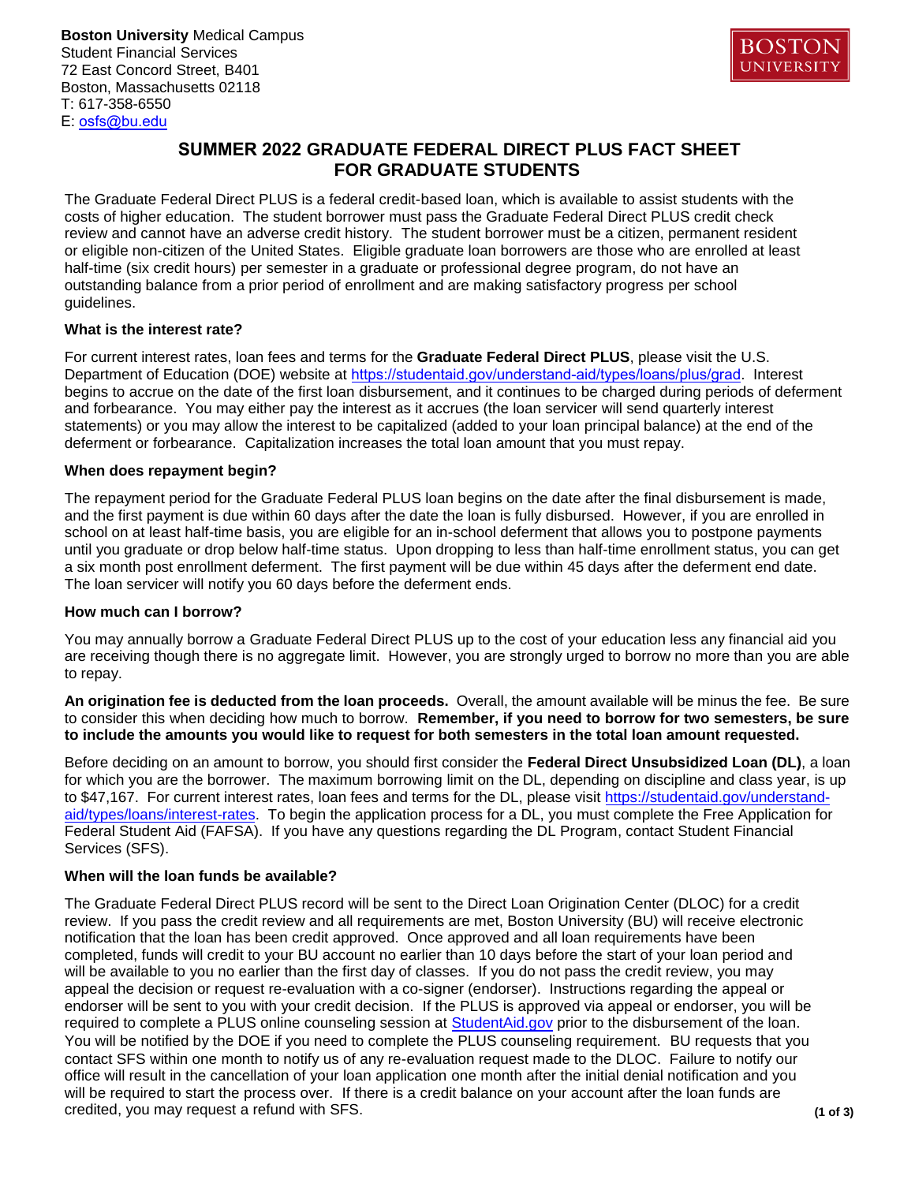**Boston University** Medical Campus
Student Financial Services
72 East Concord Street, B401
Boston, Massachusetts 02118
T: 617-358-6550
E: [osfs@bu.edu](mailto:osfs@bu.edu)

# SUMMER 2022 GRADUATE FEDERAL DIRECT PLUS FACT SHEET FOR GRADUATE STUDENTS

The Graduate Federal Direct PLUS is a federal credit-based loan, which is available to assist students with the costs of higher education. The student borrower must pass the Graduate Federal Direct PLUS credit check review and cannot have an adverse credit history. The student borrower must be a citizen, permanent resident or eligible non-citizen of the United States. Eligible graduate loan borrowers are those who are enrolled at least half-time (six credit hours) per semester in a graduate or professional degree program, do not have an outstanding balance from a prior period of enrollment and are making satisfactory progress per school guidelines.

**What is the interest rate?**

For current interest rates, loan fees and terms for the **Graduate Federal Direct PLUS**, please visit the U.S. Department of Education (DOE) website at https://studentaid.gov/understand-aid/types/loans/plus/grad. Interest begins to accrue on the date of the first loan disbursement, and it continues to be charged during periods of deferment and forbearance. You may either pay the interest as it accrues (the loan servicer will send quarterly interest statements) or you may allow the interest to be capitalized (added to your loan principal balance) at the end of the deferment or forbearance. Capitalization increases the total loan amount that you must repay.

**When does repayment begin?**

The repayment period for the Graduate Federal PLUS loan begins on the date after the final disbursement is made, and the first payment is due within 60 days after the date the loan is fully disbursed. However, if you are enrolled in school on at least half-time basis, you are eligible for an in-school deferment that allows you to postpone payments until you graduate or drop below half-time status. Upon dropping to less than half-time enrollment status, you can get a six month post enrollment deferment. The first payment will be due within 45 days after the deferment end date. The loan servicer will notify you 60 days before the deferment ends.

**How much can I borrow?**

You may annually borrow a Graduate Federal Direct PLUS up to the cost of your education less any financial aid you are receiving though there is no aggregate limit. However, you are strongly urged to borrow no more than you are able to repay.

**An origination fee is deducted from the loan proceeds.** Overall, the amount available will be minus the fee. Be sure to consider this when deciding how much to borrow. **Remember, if you need to borrow for two semesters, be sure to include the amounts you would like to request for both semesters in the total loan amount requested.**

Before deciding on an amount to borrow, you should first consider the **Federal Direct Unsubsidized Loan (DL)**, a loan for which you are the borrower. The maximum borrowing limit on the DL, depending on discipline and class year, is up to $47,167. For current interest rates, loan fees and terms for the DL, please visit https://studentaid.gov/understand-aid/types/loans/interest-rates. To begin the application process for a DL, you must complete the Free Application for Federal Student Aid (FAFSA). If you have any questions regarding the DL Program, contact Student Financial Services (SFS).

**When will the loan funds be available?**

The Graduate Federal Direct PLUS record will be sent to the Direct Loan Origination Center (DLOC) for a credit review. If you pass the credit review and all requirements are met, Boston University (BU) will receive electronic notification that the loan has been credit approved. Once approved and all loan requirements have been completed, funds will credit to your BU account no earlier than 10 days before the start of your loan period and will be available to you no earlier than the first day of classes. If you do not pass the credit review, you may appeal the decision or request re-evaluation with a co-signer (endorser). Instructions regarding the appeal or endorser will be sent to you with your credit decision. If the PLUS is approved via appeal or endorser, you will be required to complete a PLUS online counseling session at StudentAid.gov prior to the disbursement of the loan. You will be notified by the DOE if you need to complete the PLUS counseling requirement. BU requests that you contact SFS within one month to notify us of any re-evaluation request made to the DLOC. Failure to notify our office will result in the cancellation of your loan application one month after the initial denial notification and you will be required to start the process over. If there is a credit balance on your account after the loan funds are credited, you may request a refund with SFS.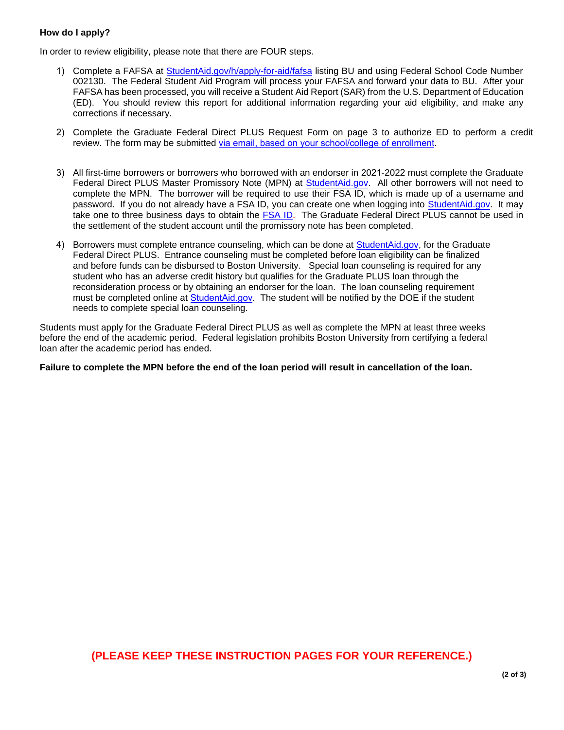**How do I apply?**

In order to review eligibility, please note that there are FOUR steps.

1) Complete a FAFSA at [StudentAid.gov/h/apply-for-aid/fafsa](StudentAid.gov/h/apply-for-aid/fafsa) listing BU and using Federal School Code Number 002130. The Federal Student Aid Program will process your FAFSA and forward your data to BU. After your FAFSA has been processed, you will receive a Student Aid Report (SAR) from the U.S. Department of Education (ED). You should review this report for additional information regarding your aid eligibility, and make any corrections if necessary.

2) Complete the Graduate Federal Direct PLUS Request Form on page 3 to authorize ED to perform a credit review. The form may be submitted via email, based on your school/college of enrollment.

3) All first-time borrowers or borrowers who borrowed with an endorser in 2021-2022 must complete the Graduate Federal Direct PLUS Master Promissory Note (MPN) at StudentAid.gov. All other borrowers will not need to complete the MPN. The borrower will be required to use their FSA ID, which is made up of a username and password. If you do not already have a FSA ID, you can create one when logging into StudentAid.gov. It may take one to three business days to obtain the FSA ID. The Graduate Federal Direct PLUS cannot be used in the settlement of the student account until the promissory note has been completed.

4) Borrowers must complete entrance counseling, which can be done at StudentAid.gov, for the Graduate Federal Direct PLUS. Entrance counseling must be completed before loan eligibility can be finalized and before funds can be disbursed to Boston University. Special loan counseling is required for any student who has an adverse credit history but qualifies for the Graduate PLUS loan through the reconsideration process or by obtaining an endorser for the loan. The loan counseling requirement must be completed online at StudentAid.gov. The student will be notified by the DOE if the student needs to complete special loan counseling.

Students must apply for the Graduate Federal Direct PLUS as well as complete the MPN at least three weeks before the end of the academic period. Federal legislation prohibits Boston University from certifying a federal loan after the academic period has ended.

**Failure to complete the MPN before the end of the loan period will result in cancellation of the loan.**

**(PLEASE KEEP THESE INSTRUCTION PAGES FOR YOUR REFERENCE.)**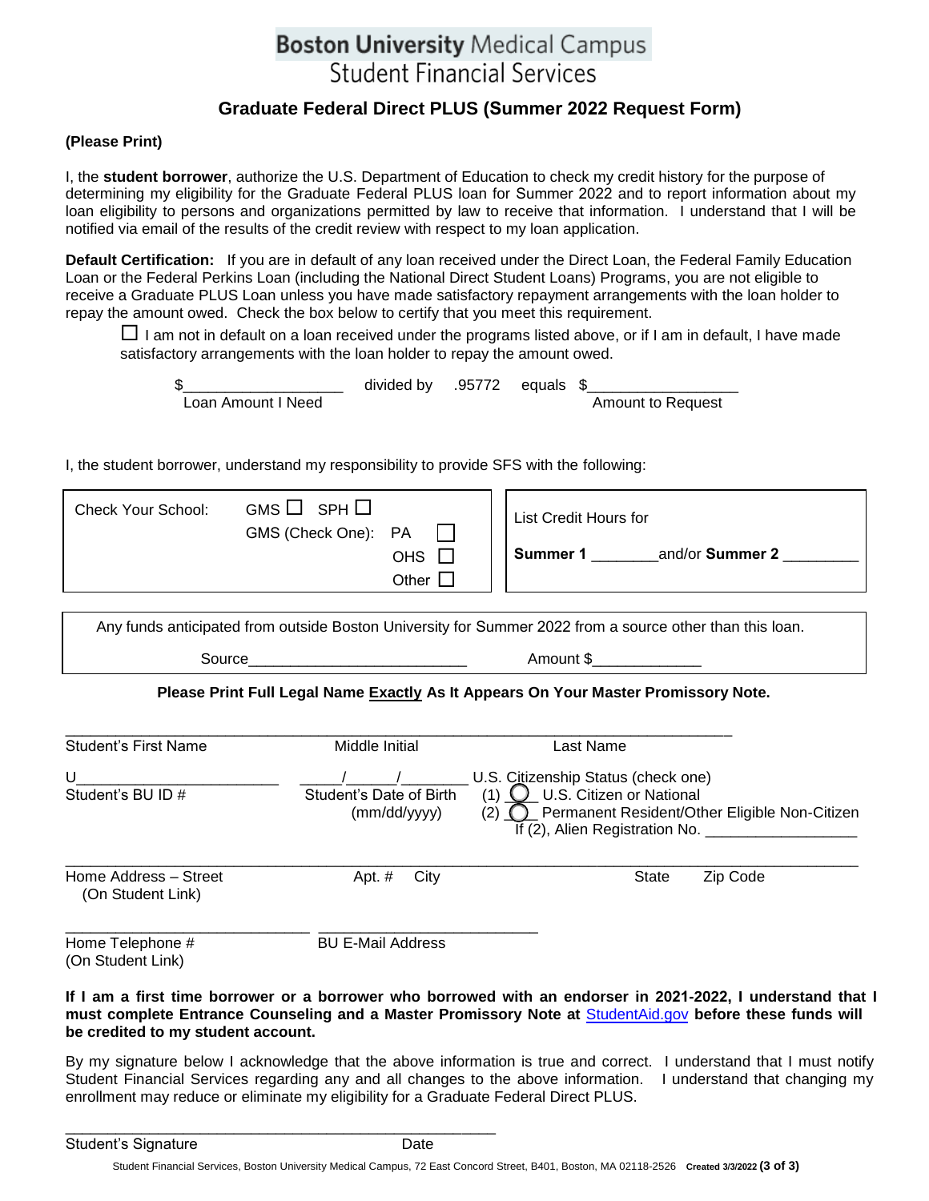# Boston University Medical Campus
## Student Financial Services

### Graduate Federal Direct PLUS (Summer 2022 Request Form)

**(Please Print)**

I, the **student borrower**, authorize the U.S. Department of Education to check my credit history for the purpose of determining my eligibility for the Graduate Federal PLUS loan for Summer 2022 and to report information about my loan eligibility to persons and organizations permitted by law to receive that information. I understand that I will be notified via email of the results of the credit review with respect to my loan application.

**Default Certification:** If you are in default of any loan received under the Direct Loan, the Federal Family Education Loan or the Federal Perkins Loan (including the National Direct Student Loans) Programs, you are not eligible to receive a Graduate PLUS Loan unless you have made satisfactory repayment arrangements with the loan holder to repay the amount owed. Check the box below to certify that you meet this requirement.

☐ I am not in default on a loan received under the programs listed above, or if I am in default, I have made satisfactory arrangements with the loan holder to repay the amount owed.

$__________________ divided by .95772 equals $_________________
Loan Amount I Need / Amount to Request

I, the student borrower, understand my responsibility to provide SFS with the following:

| Check Your School: GMS ☐ SPH ☐<br>GMS (Check One): PA ☐ OHS ☐ Other ☐ | List Credit Hours for<br>**Summer 1** _______ and/or **Summer 2** ________ |
|---|---|

Any funds anticipated from outside Boston University for Summer 2022 from a source other than this loan.

Source_________________________ Amount $____________

**Please Print Full Legal Name Exactly As It Appears On Your Master Promissory Note.**

_______________________________________________________________________________
Student's First Name Middle Initial Last Name

U________________________ _____/_____/_______
Student's BU ID # Student's Date of Birth (mm/dd/yyyy)

U.S. Citizenship Status (check one)
(1) ○ U.S. Citizen or National
(2) ○ Permanent Resident/Other Eligible Non-Citizen
If (2), Alien Registration No. _________________

_______________________________________________________________________________
Home Address – Street (On Student Link) Apt. # City State Zip Code

____________________________ ____________________________
Home Telephone # (On Student Link) BU E-Mail Address

**If I am a first time borrower or a borrower who borrowed with an endorser in 2021-2022, I understand that I must complete Entrance Counseling and a Master Promissory Note at StudentAid.gov before these funds will be credited to my student account.**

By my signature below I acknowledge that the above information is true and correct. I understand that I must notify Student Financial Services regarding any and all changes to the above information. I understand that changing my enrollment may reduce or eliminate my eligibility for a Graduate Federal Direct PLUS.

_______________________________________________
Student's Signature Date

Student Financial Services, Boston University Medical Campus, 72 East Concord Street, B401, Boston, MA 02118-2526 Created 3/3/2022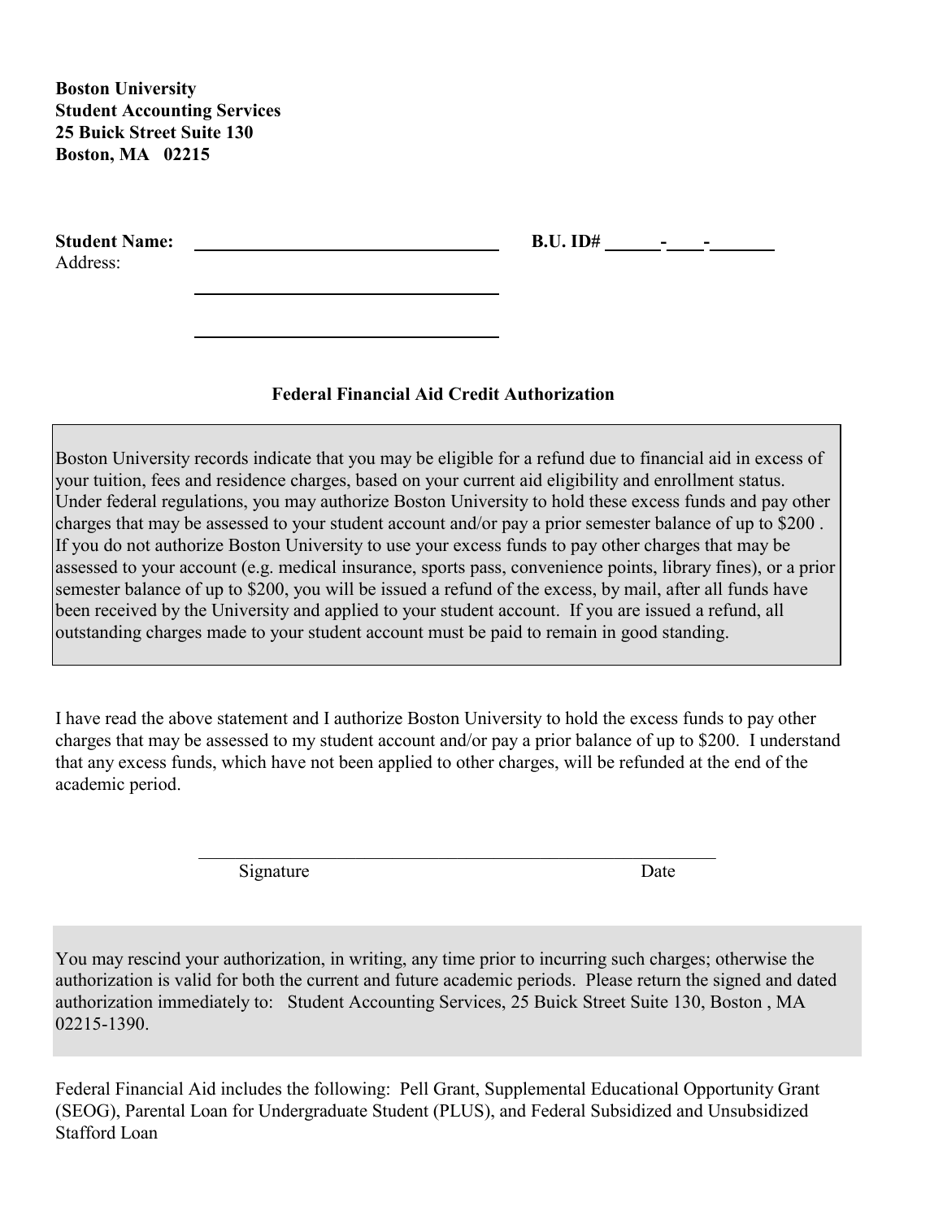**Boston University**
**Student Accounting Services**
**25 Buick Street Suite 130**
**Boston, MA 02215**

**Student Name:** ________________________________ **B.U. ID#** ______-____-_______

Address: ________________________________

________________________________

## Federal Financial Aid Credit Authorization

Boston University records indicate that you may be eligible for a refund due to financial aid in excess of your tuition, fees and residence charges, based on your current aid eligibility and enrollment status. Under federal regulations, you may authorize Boston University to hold these excess funds and pay other charges that may be assessed to your student account and/or pay a prior semester balance of up to $200 . If you do not authorize Boston University to use your excess funds to pay other charges that may be assessed to your account (e.g. medical insurance, sports pass, convenience points, library fines), or a prior semester balance of up to $200, you will be issued a refund of the excess, by mail, after all funds have been received by the University and applied to your student account. If you are issued a refund, all outstanding charges made to your student account must be paid to remain in good standing.

I have read the above statement and I authorize Boston University to hold the excess funds to pay other charges that may be assessed to my student account and/or pay a prior balance of up to $200. I understand that any excess funds, which have not been applied to other charges, will be refunded at the end of the academic period.

________________________________________________________________

Signature Date

You may rescind your authorization, in writing, any time prior to incurring such charges; otherwise the authorization is valid for both the current and future academic periods. Please return the signed and dated authorization immediately to: Student Accounting Services, 25 Buick Street Suite 130, Boston , MA 02215-1390.

Federal Financial Aid includes the following: Pell Grant, Supplemental Educational Opportunity Grant (SEOG), Parental Loan for Undergraduate Student (PLUS), and Federal Subsidized and Unsubsidized Stafford Loan